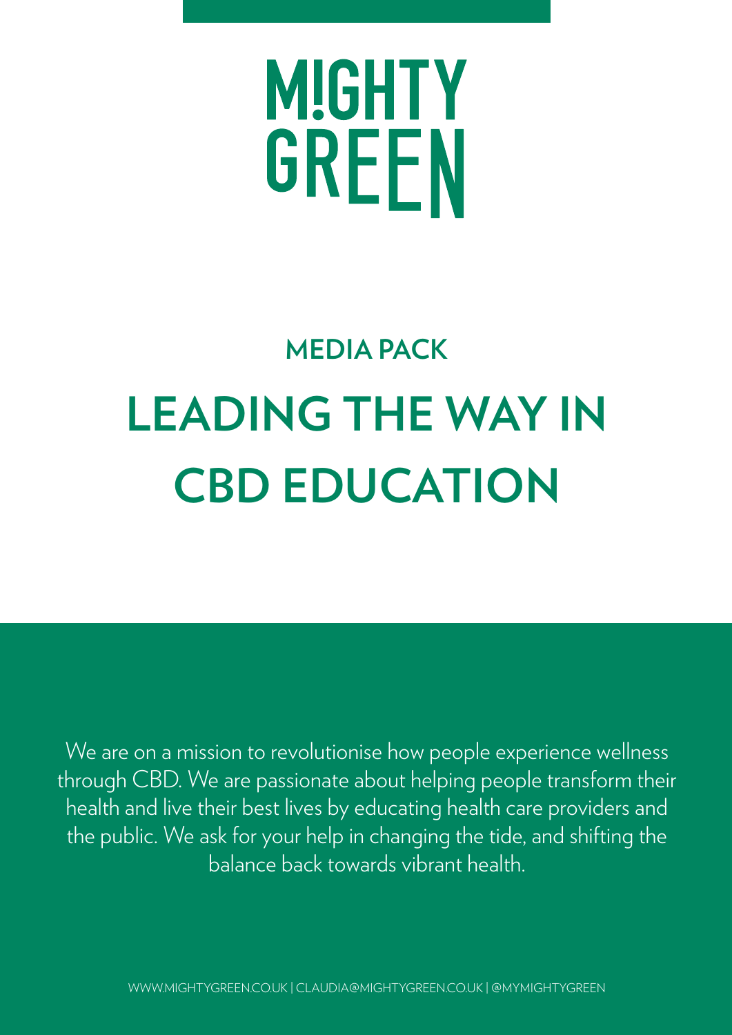# M!GHTY GREEN

## MEDIA PACK

# LEADING THE WAY IN CBD EDUCATION

We are on a mission to revolutionise how people experience wellness through CBD. We are passionate about helping people transform their health and live their best lives by educating health care providers and the public. We ask for your help in changing the tide, and shifting the balance back towards vibrant health.

WWW.MIGHTYGREEN.CO.UK | CLAUDIA@MIGHTYGREEN.CO.UK | @MYMIGHTYGREEN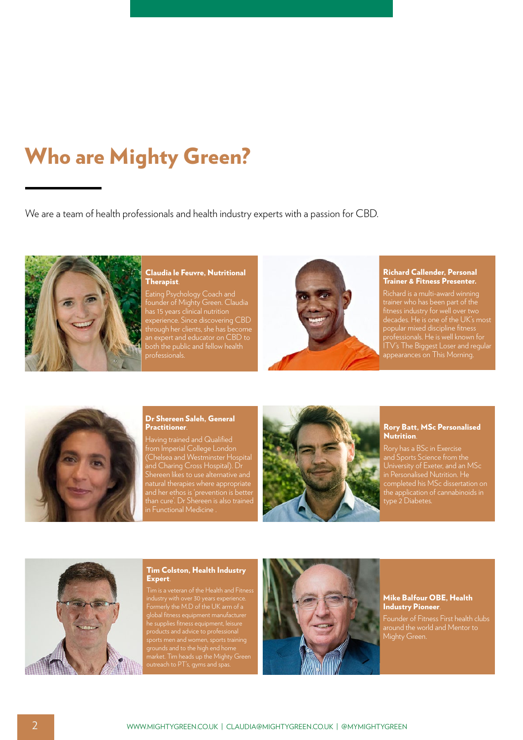# Who are Mighty Green?

We are a team of health professionals and health industry experts with a passion for CBD.

**Claudia le Feuvre, Nutritional Therapist**.

Eating Psychology Coach and founder of Mighty Green. Claudia has 15 years clinical nutrition experience. Since discovering CBD through her clients, she has become an expert and educator on CBD to both the public and fellow health professionals.

**Richard Callender, Personal Trainer & Fitness Presenter.**

Richard is a multi-award winning trainer who has been part of the fitness industry for well over two decades. He is one of the UK's most popular mixed discipline fitness professionals. He is well known for ITV's The Biggest Loser and regular appearances on This Morning.

**Dr Shereen Saleh, General Practitioner**.

Having trained and Qualified from Imperial College London (Chelsea and Westminster Hospital and Charing Cross Hospital). Dr Shereen likes to use alternative and natural therapies where appropriate and her ethos is 'prevention is better than cure'. Dr Shereen is also trained in Functional Medicine .

**Rory Batt, MSc Personalised Nutrition**.

Rory has a BSc in Exercise and Sports Science from the University of Exeter, and an MSc in Personalised Nutrition. He completed his MSc dissertation on the application of cannabinoids in type 2 Diabetes.

**Tim Colston, Health Industry Expert**.

Tim is a veteran of the Health and Fitness industry with over 30 years experience. Formerly the M.D of the UK arm of a global fitness equipment manufacturer he supplies fitness equipment, leisure products and advice to professional sports men and women, sports training grounds and to the high end home market. Tim heads up the Mighty Green outreach to PT's, gyms and spas.

**Mike Balfour OBE, Health Industry Pioneer**.

Founder of Fitness First health clubs around the world and Mentor to Mighty Green.

WWW.MIGHTYGREEN.CO.UK | CLAUDIA@MIGHTYGREEN.CO.UK | @MYMIGHTYGREEN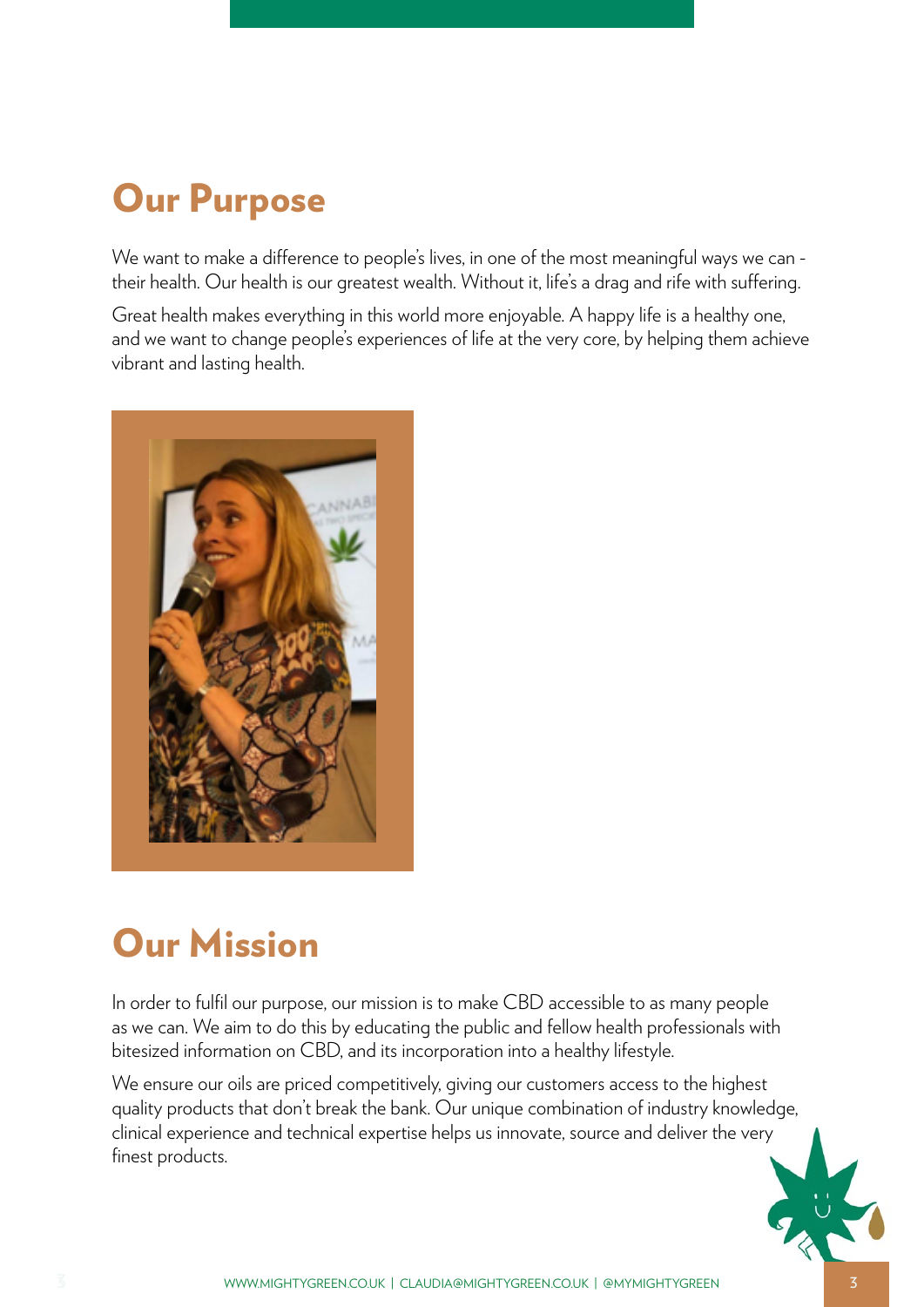## Our Purpose

We want to make a difference to people's lives, in one of the most meaningful ways we can - their health. Our health is our greatest wealth. Without it, life's a drag and rife with suffering.

Great health makes everything in this world more enjoyable. A happy life is a healthy one, and we want to change people's experiences of life at the very core, by helping them achieve vibrant and lasting health.

## Our Mission

In order to fulfil our purpose, our mission is to make CBD accessible to as many people as we can. We aim to do this by educating the public and fellow health professionals with bitesized information on CBD, and its incorporation into a healthy lifestyle.

We ensure our oils are priced competitively, giving our customers access to the highest quality products that don't break the bank. Our unique combination of industry knowledge, clinical experience and technical expertise helps us innovate, source and deliver the very finest products.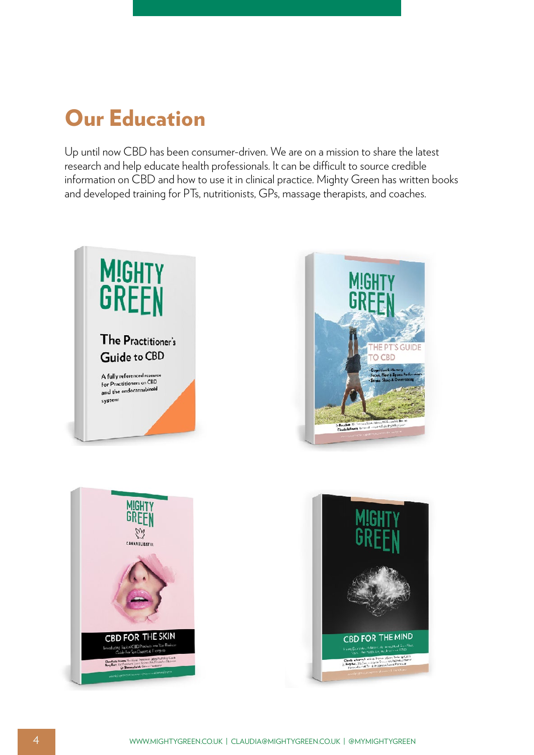# Our Education

Up until now CBD has been consumer-driven. We are on a mission to share the latest research and help educate health professionals. It can be difficult to source credible information on CBD and how to use it in clinical practice. Mighty Green has written books and developed training for PTs, nutritionists, GPs, massage therapists, and coaches.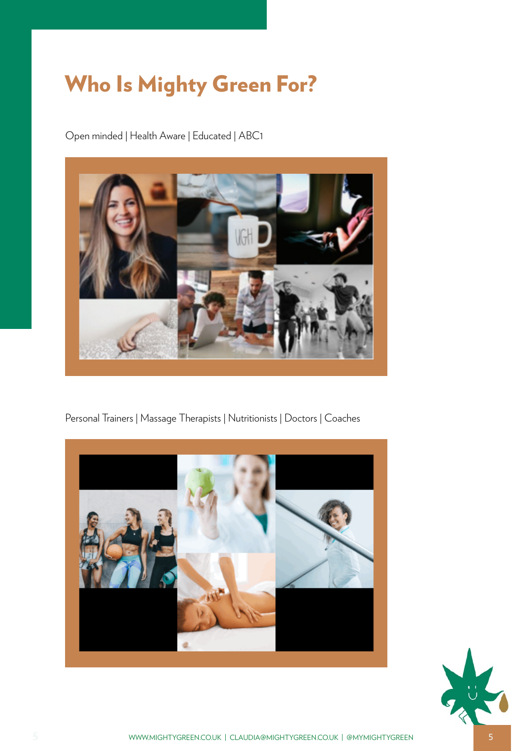# Who Is Mighty Green For?

Open minded | Health Aware | Educated | ABC1

Personal Trainers | Massage Therapists | Nutritionists | Doctors | Coaches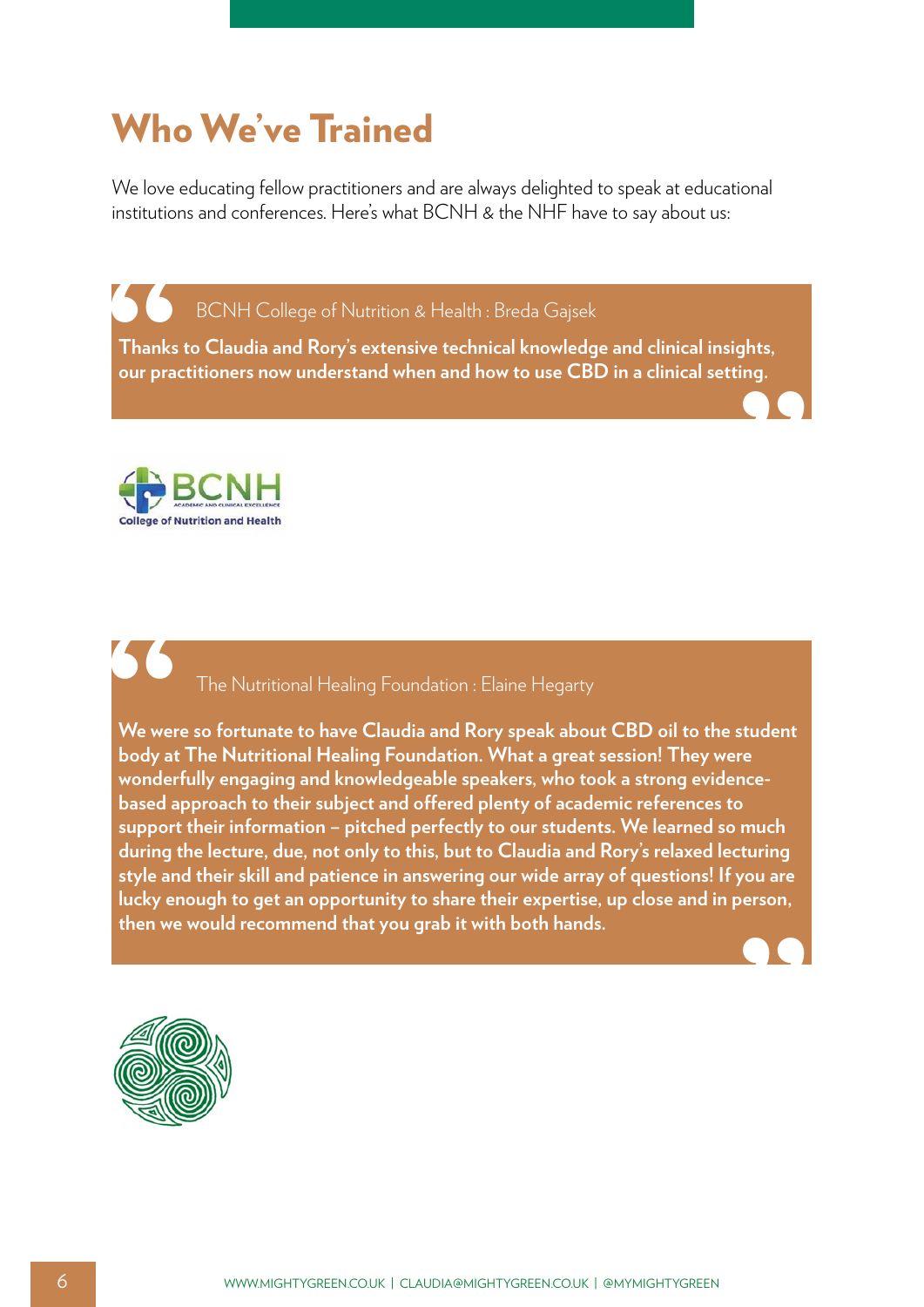# Who We've Trained

We love educating fellow practitioners and are always delighted to speak at educational institutions and conferences. Here's what BCNH & the NHF have to say about us:

> BCNH College of Nutrition & Health : Breda Gajsek
>
> **Thanks to Claudia and Rory's extensive technical knowledge and clinical insights, our practitioners now understand when and how to use CBD in a clinical setting.**

> The Nutritional Healing Foundation : Elaine Hegarty
>
> **We were so fortunate to have Claudia and Rory speak about CBD oil to the student body at The Nutritional Healing Foundation. What a great session! They were wonderfully engaging and knowledgeable speakers, who took a strong evidence-based approach to their subject and offered plenty of academic references to support their information – pitched perfectly to our students. We learned so much during the lecture, due, not only to this, but to Claudia and Rory's relaxed lecturing style and their skill and patience in answering our wide array of questions! If you are lucky enough to get an opportunity to share their expertise, up close and in person, then we would recommend that you grab it with both hands.**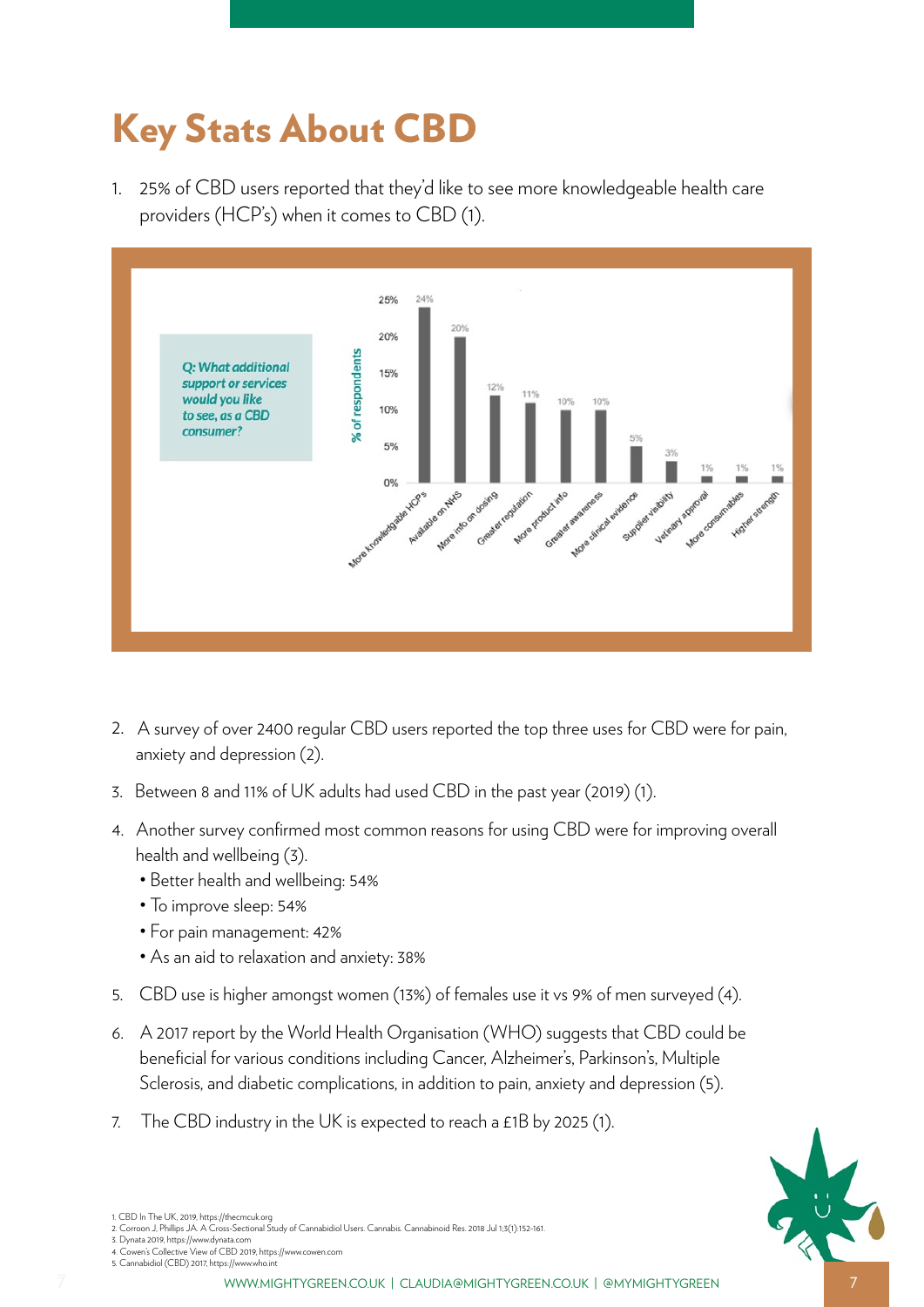# Key Stats About CBD

1. 25% of CBD users reported that they'd like to see more knowledgeable health care providers (HCP's) when it comes to CBD (1).

**Q: What additional support or services would you like to see, as a CBD consumer?**

| Response | % of respondents |
|---|---|
| More knowledgeable HCPs | 24% |
| Available on NHS | 20% |
| More info on dosing | 12% |
| Greater regulation | 11% |
| More product info | 10% |
| Greater awareness | 10% |
| More clinical evidence | 5% |
| Supplier visibility | 3% |
| Vetinary approval | 1% |
| More consumables | 1% |
| Higher strength | 1% |

2. A survey of over 2400 regular CBD users reported the top three uses for CBD were for pain, anxiety and depression (2).

3. Between 8 and 11% of UK adults had used CBD in the past year (2019) (1).

4. Another survey confirmed most common reasons for using CBD were for improving overall health and wellbeing (3).
   - Better health and wellbeing: 54%
   - To improve sleep: 54%
   - For pain management: 42%
   - As an aid to relaxation and anxiety: 38%

5. CBD use is higher amongst women (13%) of females use it vs 9% of men surveyed (4).

6. A 2017 report by the World Health Organisation (WHO) suggests that CBD could be beneficial for various conditions including Cancer, Alzheimer's, Parkinson's, Multiple Sclerosis, and diabetic complications, in addition to pain, anxiety and depression (5).

7. The CBD industry in the UK is expected to reach a £1B by 2025 (1).

1. CBD In The UK, 2019. https://thecmcuk.org
2. Corroon J, Phillips JA. A Cross-Sectional Study of Cannabidiol Users. Cannabis. Cannabinoid Res. 2018 Jul 1;3(1):152-161.
3. Dynata 2019, https://www.dynata.com
4. Cowen's Collective View of CBD 2019, https://www.cowen.com
5. Cannabidiol (CBD) 2017, https://www.who.int

WWW.MIGHTYGREEN.CO.UK | CLAUDIA@MIGHTYGREEN.CO.UK | @MYMIGHTYGREEN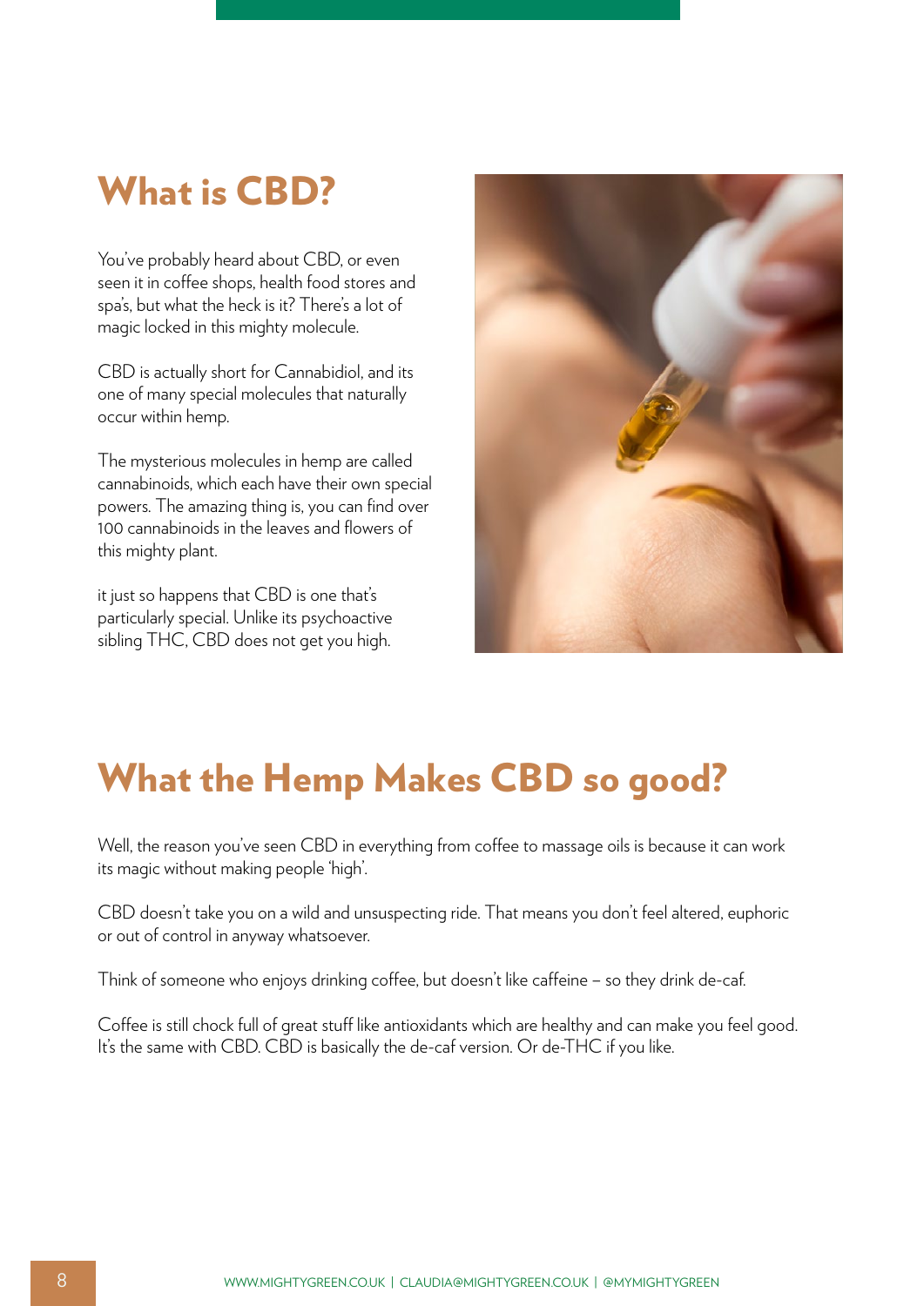## What is CBD?

You've probably heard about CBD, or even seen it in coffee shops, health food stores and spa's, but what the heck is it? There's a lot of magic locked in this mighty molecule.

CBD is actually short for Cannabidiol, and its one of many special molecules that naturally occur within hemp.

The mysterious molecules in hemp are called cannabinoids, which each have their own special powers. The amazing thing is, you can find over 100 cannabinoids in the leaves and flowers of this mighty plant.

it just so happens that CBD is one that's particularly special. Unlike its psychoactive sibling THC, CBD does not get you high.

## What the Hemp Makes CBD so good?

Well, the reason you've seen CBD in everything from coffee to massage oils is because it can work its magic without making people 'high'.

CBD doesn't take you on a wild and unsuspecting ride. That means you don't feel altered, euphoric or out of control in anyway whatsoever.

Think of someone who enjoys drinking coffee, but doesn't like caffeine – so they drink de-caf.

Coffee is still chock full of great stuff like antioxidants which are healthy and can make you feel good. It's the same with CBD. CBD is basically the de-caf version. Or de-THC if you like.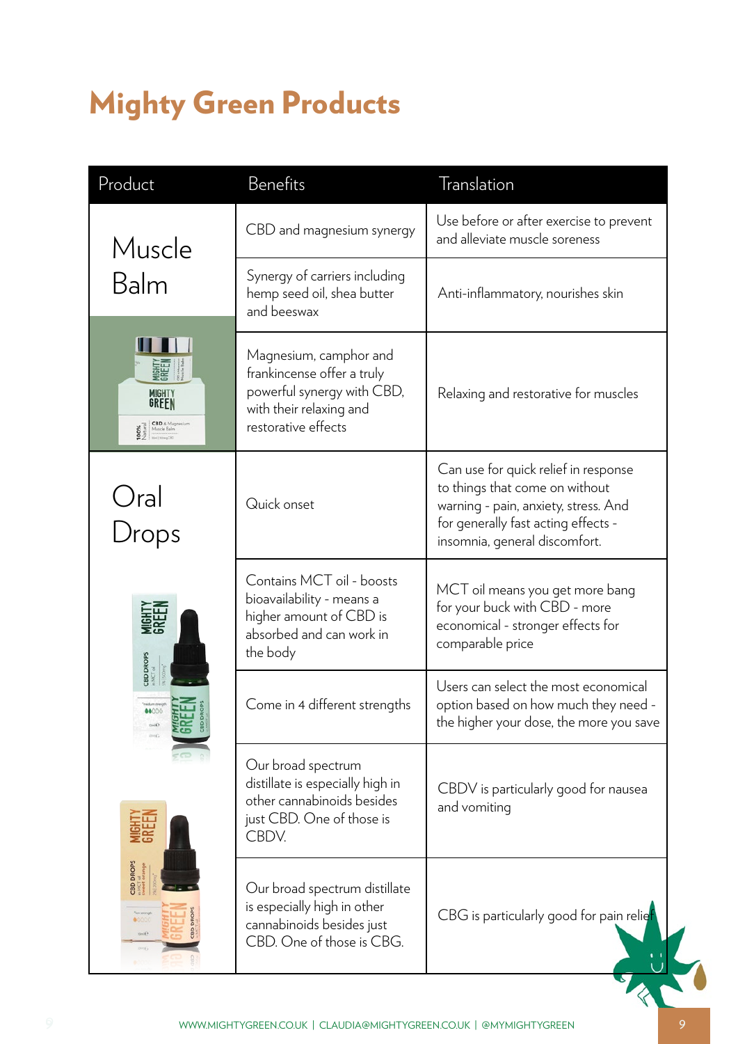# Mighty Green Products

| Product | Benefits | Translation |
|---|---|---|
| Muscle Balm | CBD and magnesium synergy | Use before or after exercise to prevent and alleviate muscle soreness |
| | Synergy of carriers including hemp seed oil, shea butter and beeswax | Anti-inflammatory, nourishes skin |
| | Magnesium, camphor and frankincense offer a truly powerful synergy with CBD, with their relaxing and restorative effects | Relaxing and restorative for muscles |
| Oral Drops | Quick onset | Can use for quick relief in response to things that come on without warning - pain, anxiety, stress. And for generally fast acting effects - insomnia, general discomfort. |
| | Contains MCT oil - boosts bioavailability - means a higher amount of CBD is absorbed and can work in the body | MCT oil means you get more bang for your buck with CBD - more economical - stronger effects for comparable price |
| | Come in 4 different strengths | Users can select the most economical option based on how much they need - the higher your dose, the more you save |
| | Our broad spectrum distillate is especially high in other cannabinoids besides just CBD. One of those is CBDV. | CBDV is particularly good for nausea and vomiting |
| | Our broad spectrum distillate is especially high in other cannabinoids besides just CBD. One of those is CBG. | CBG is particularly good for pain relief |

WWW.MIGHTYGREEN.CO.UK | CLAUDIA@MIGHTYGREEN.CO.UK | @MYMIGHTYGREEN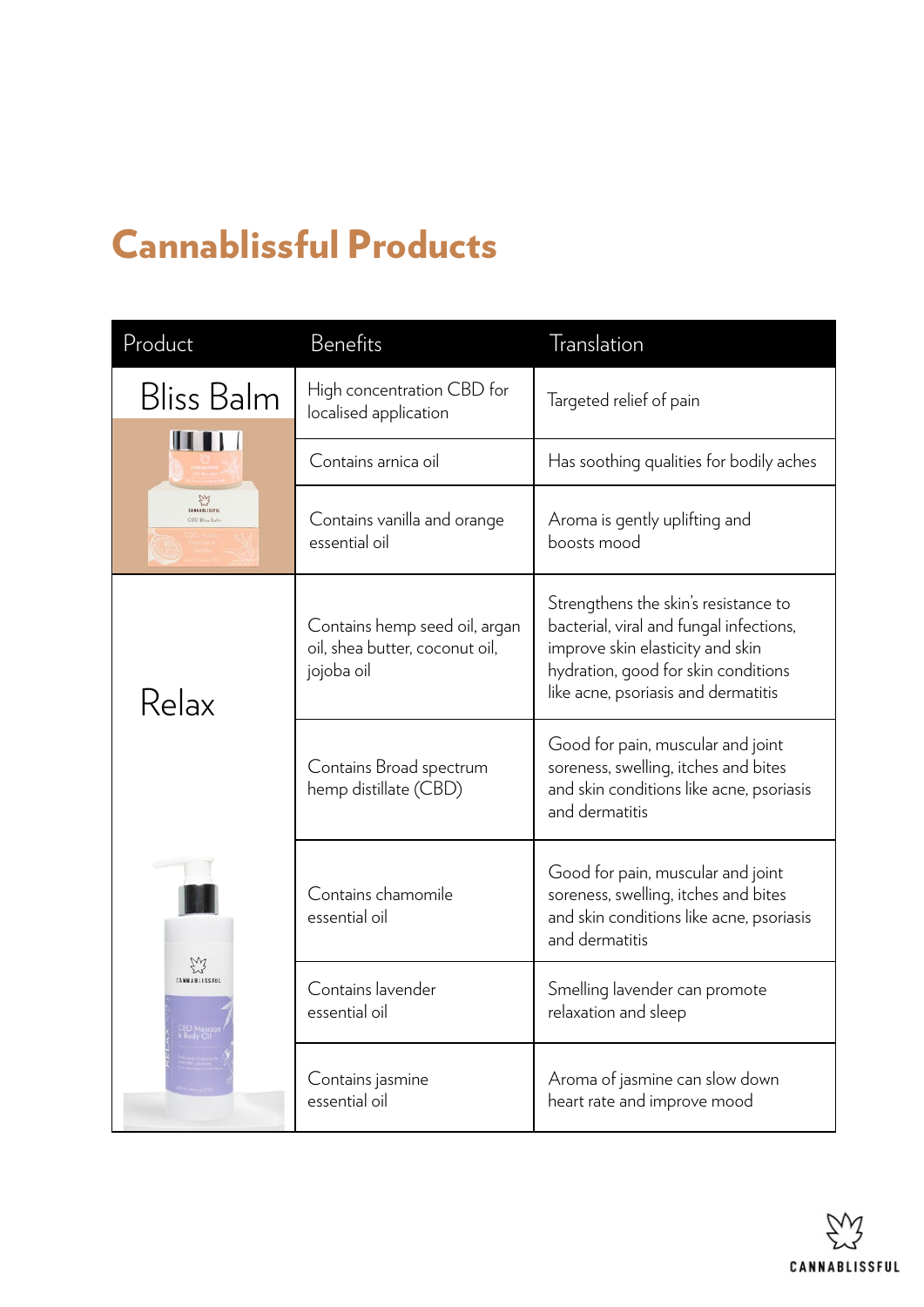# Cannablissful Products

| Product | Benefits | Translation |
| --- | --- | --- |
| Bliss Balm | High concentration CBD for localised application | Targeted relief of pain |
| | Contains arnica oil | Has soothing qualities for bodily aches |
| | Contains vanilla and orange essential oil | Aroma is gently uplifting and boosts mood |
| Relax | Contains hemp seed oil, argan oil, shea butter, coconut oil, jojoba oil | Strengthens the skin's resistance to bacterial, viral and fungal infections, improve skin elasticity and skin hydration, good for skin conditions like acne, psoriasis and dermatitis |
| | Contains Broad spectrum hemp distillate (CBD) | Good for pain, muscular and joint soreness, swelling, itches and bites and skin conditions like acne, psoriasis and dermatitis |
| | Contains chamomile essential oil | Good for pain, muscular and joint soreness, swelling, itches and bites and skin conditions like acne, psoriasis and dermatitis |
| | Contains lavender essential oil | Smelling lavender can promote relaxation and sleep |
| | Contains jasmine essential oil | Aroma of jasmine can slow down heart rate and improve mood |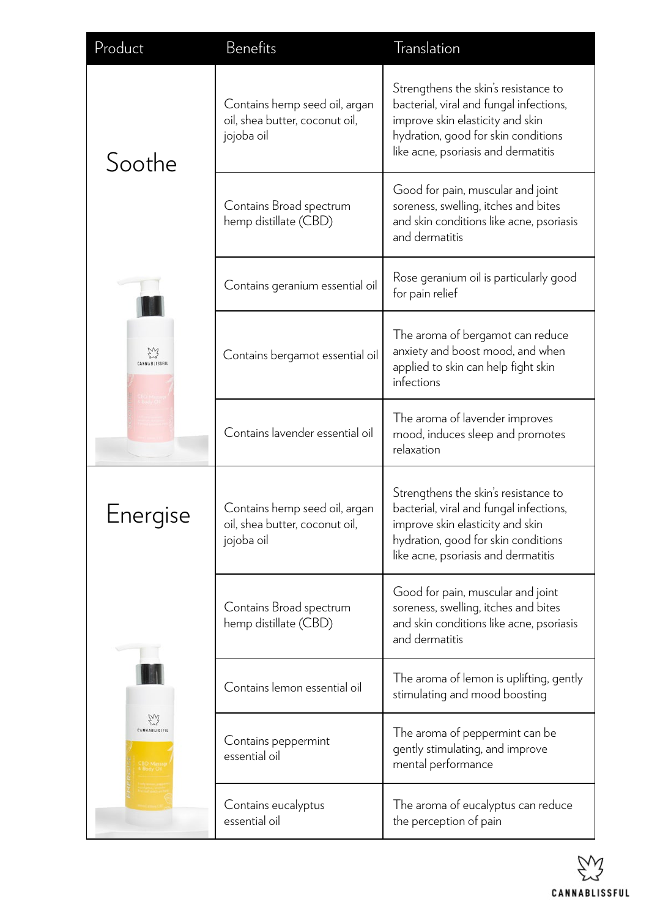| Product | Benefits | Translation |
|---|---|---|
| Soothe | Contains hemp seed oil, argan oil, shea butter, coconut oil, jojoba oil | Strengthens the skin's resistance to bacterial, viral and fungal infections, improve skin elasticity and skin hydration, good for skin conditions like acne, psoriasis and dermatitis |
| | Contains Broad spectrum hemp distillate (CBD) | Good for pain, muscular and joint soreness, swelling, itches and bites and skin conditions like acne, psoriasis and dermatitis |
| | Contains geranium essential oil | Rose geranium oil is particularly good for pain relief |
| | Contains bergamot essential oil | The aroma of bergamot can reduce anxiety and boost mood, and when applied to skin can help fight skin infections |
| | Contains lavender essential oil | The aroma of lavender improves mood, induces sleep and promotes relaxation |
| Energise | Contains hemp seed oil, argan oil, shea butter, coconut oil, jojoba oil | Strengthens the skin's resistance to bacterial, viral and fungal infections, improve skin elasticity and skin hydration, good for skin conditions like acne, psoriasis and dermatitis |
| | Contains Broad spectrum hemp distillate (CBD) | Good for pain, muscular and joint soreness, swelling, itches and bites and skin conditions like acne, psoriasis and dermatitis |
| | Contains lemon essential oil | The aroma of lemon is uplifting, gently stimulating and mood boosting |
| | Contains peppermint essential oil | The aroma of peppermint can be gently stimulating, and improve mental performance |
| | Contains eucalyptus essential oil | The aroma of eucalyptus can reduce the perception of pain |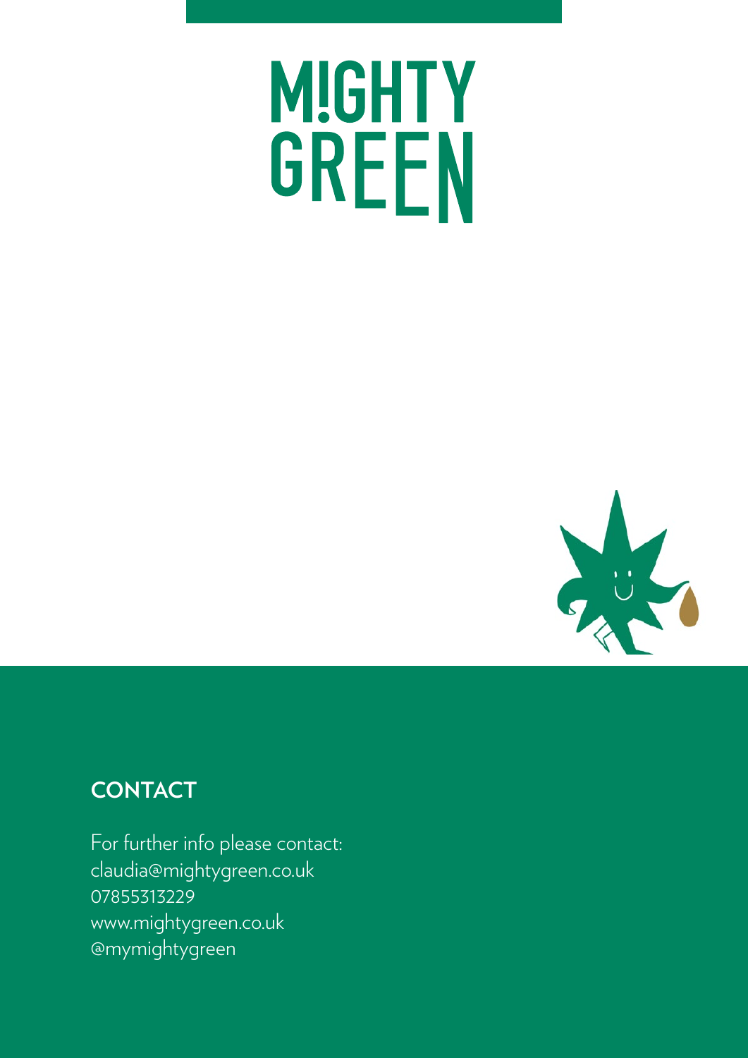# MIGHTY GREEN

## CONTACT

For further info please contact:
claudia@mightygreen.co.uk
07855313229
www.mightygreen.co.uk
@mymightygreen